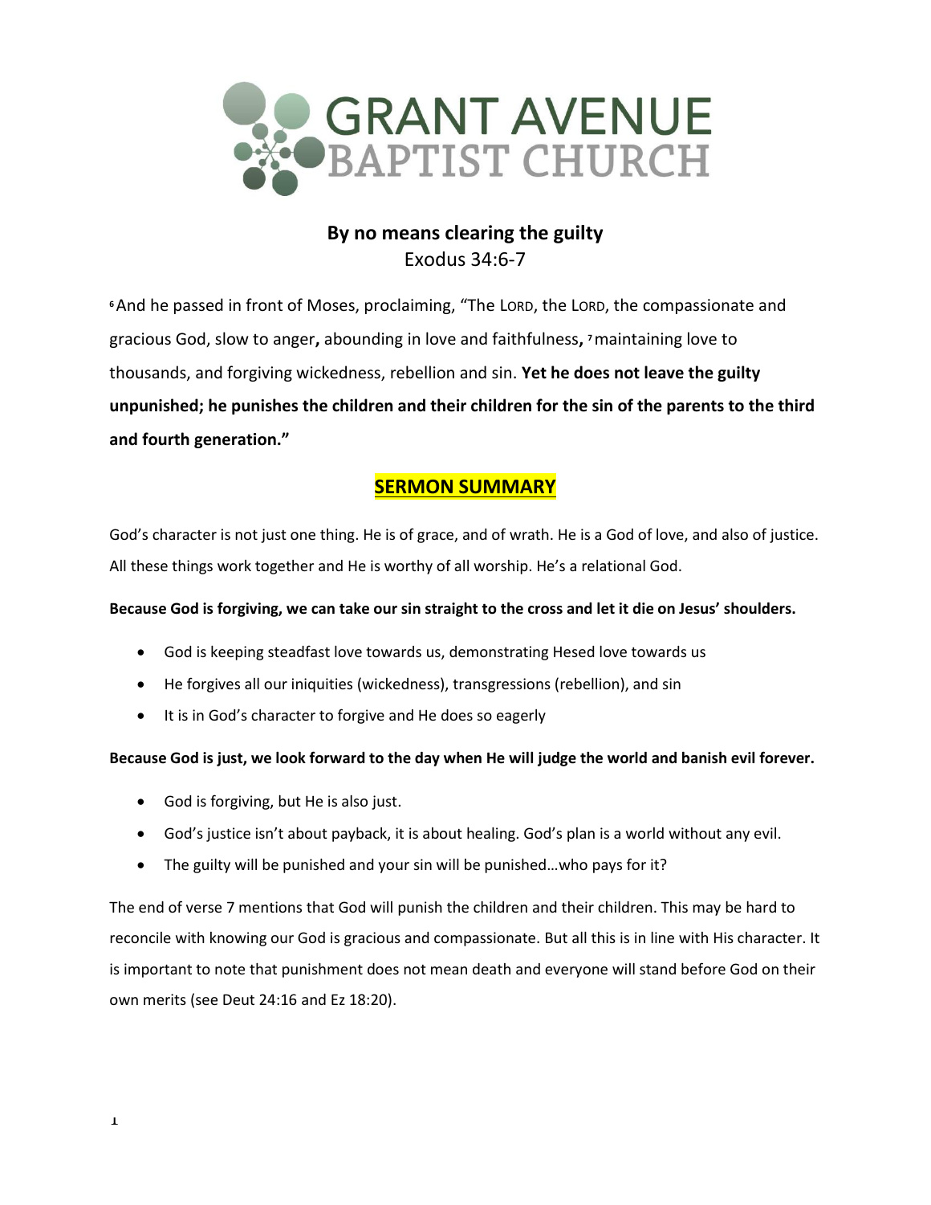# GRANT AVENUE BAPTIST CHURCH

## By no means clearing the guilty

Exodus 34:6-7

[6] And he passed in front of Moses, proclaiming, "The LORD, the LORD, the compassionate and gracious God, slow to anger**,** abounding in love and faithfulness**,** [7] maintaining love to thousands, and forgiving wickedness, rebellion and sin. **Yet he does not leave the guilty unpunished; he punishes the children and their children for the sin of the parents to the third and fourth generation."**

## SERMON SUMMARY

God's character is not just one thing. He is of grace, and of wrath. He is a God of love, and also of justice. All these things work together and He is worthy of all worship. He's a relational God.

**Because God is forgiving, we can take our sin straight to the cross and let it die on Jesus' shoulders.**

- God is keeping steadfast love towards us, demonstrating Hesed love towards us
- He forgives all our iniquities (wickedness), transgressions (rebellion), and sin
- It is in God's character to forgive and He does so eagerly

**Because God is just, we look forward to the day when He will judge the world and banish evil forever.**

- God is forgiving, but He is also just.
- God's justice isn't about payback, it is about healing. God's plan is a world without any evil.
- The guilty will be punished and your sin will be punished…who pays for it?

The end of verse 7 mentions that God will punish the children and their children. This may be hard to reconcile with knowing our God is gracious and compassionate. But all this is in line with His character. It is important to note that punishment does not mean death and everyone will stand before God on their own merits (see Deut 24:16 and Ez 18:20).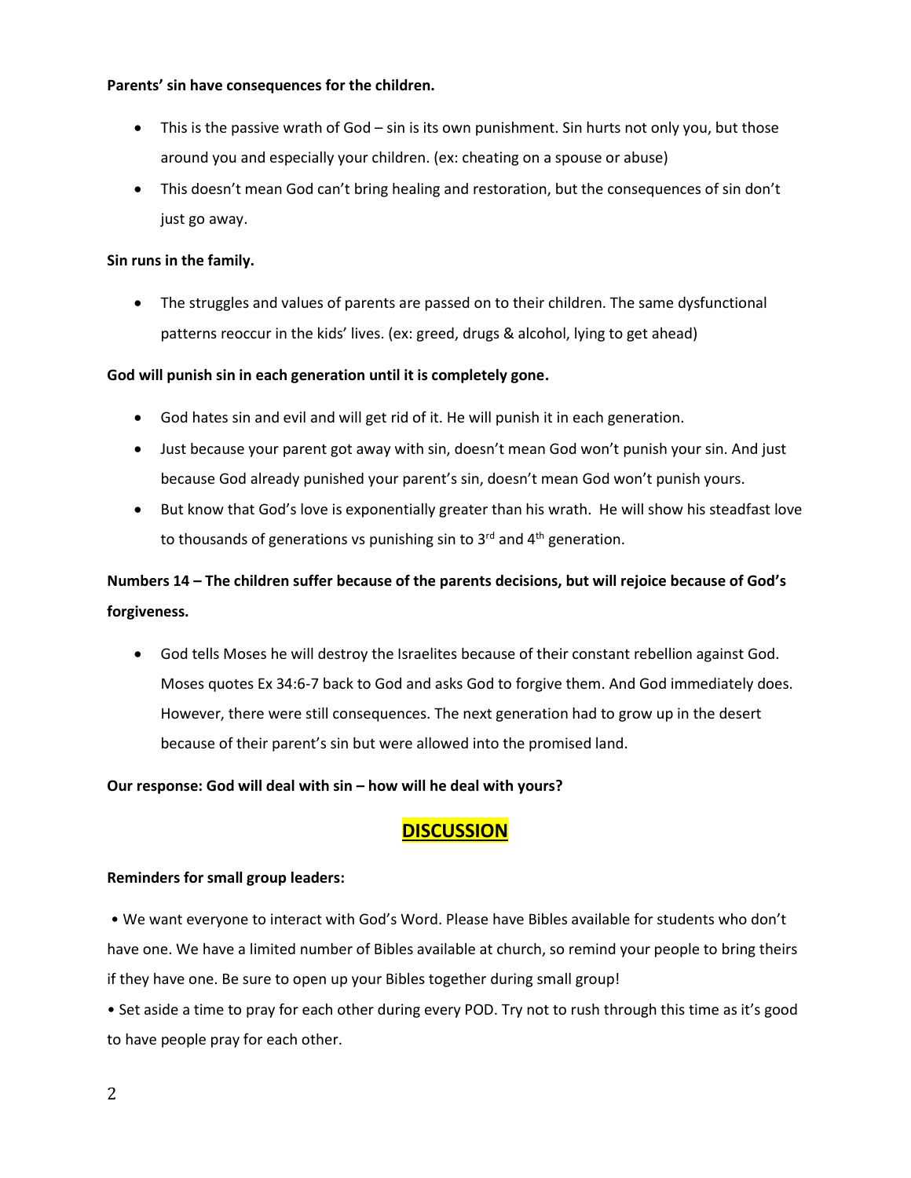**Parents' sin have consequences for the children.**

- This is the passive wrath of God – sin is its own punishment. Sin hurts not only you, but those around you and especially your children. (ex: cheating on a spouse or abuse)
- This doesn't mean God can't bring healing and restoration, but the consequences of sin don't just go away.

**Sin runs in the family.**

- The struggles and values of parents are passed on to their children. The same dysfunctional patterns reoccur in the kids' lives. (ex: greed, drugs & alcohol, lying to get ahead)

**God will punish sin in each generation until it is completely gone.**

- God hates sin and evil and will get rid of it. He will punish it in each generation.
- Just because your parent got away with sin, doesn't mean God won't punish your sin. And just because God already punished your parent's sin, doesn't mean God won't punish yours.
- But know that God's love is exponentially greater than his wrath. He will show his steadfast love to thousands of generations vs punishing sin to 3rd and 4th generation.

**Numbers 14 – The children suffer because of the parents decisions, but will rejoice because of God's forgiveness.**

- God tells Moses he will destroy the Israelites because of their constant rebellion against God. Moses quotes Ex 34:6-7 back to God and asks God to forgive them. And God immediately does. However, there were still consequences. The next generation had to grow up in the desert because of their parent's sin but were allowed into the promised land.

**Our response: God will deal with sin – how will he deal with yours?**

## DISCUSSION

**Reminders for small group leaders:**

• We want everyone to interact with God's Word. Please have Bibles available for students who don't have one. We have a limited number of Bibles available at church, so remind your people to bring theirs if they have one. Be sure to open up your Bibles together during small group!

• Set aside a time to pray for each other during every POD. Try not to rush through this time as it's good to have people pray for each other.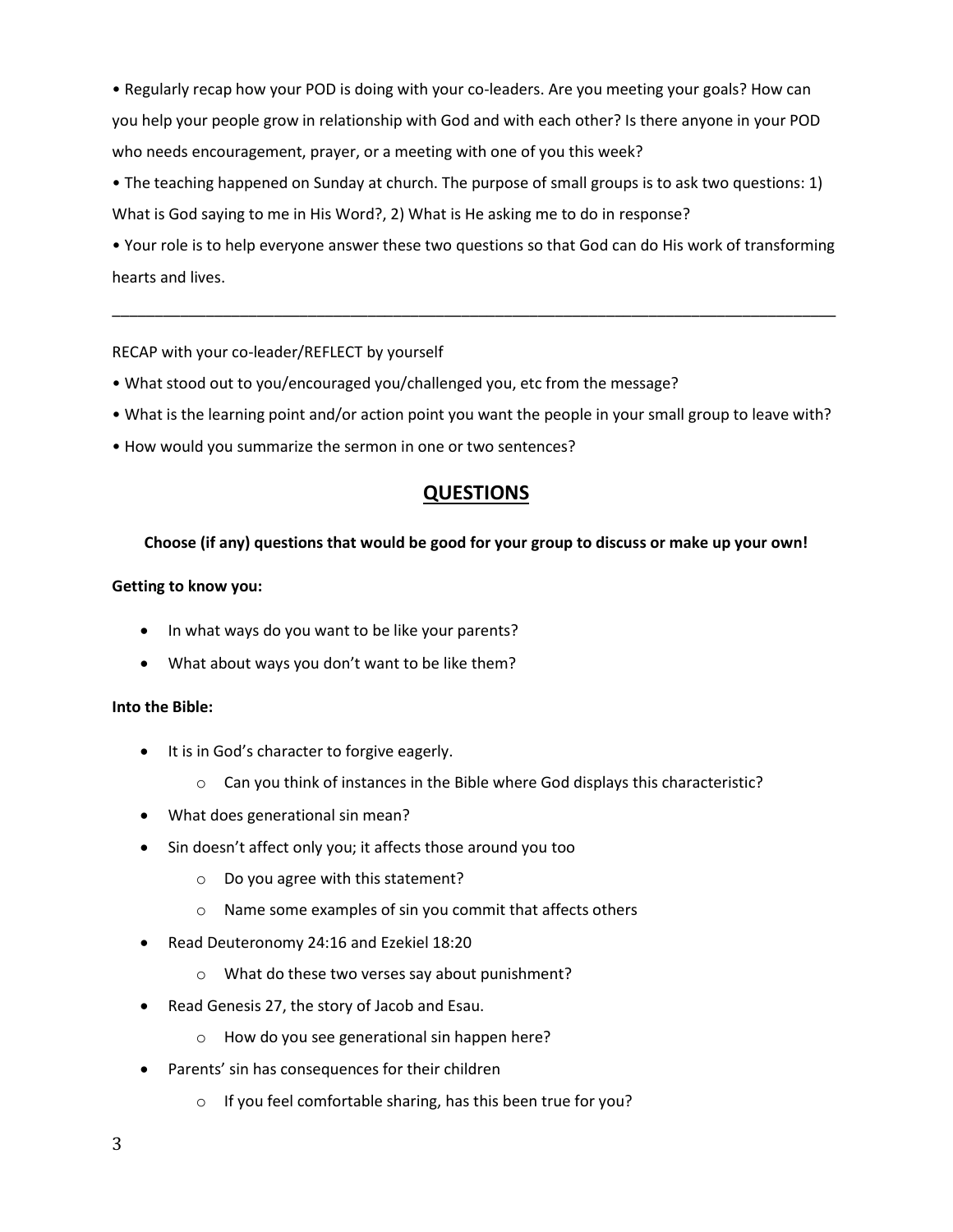- Regularly recap how your POD is doing with your co-leaders. Are you meeting your goals? How can you help your people grow in relationship with God and with each other? Is there anyone in your POD who needs encouragement, prayer, or a meeting with one of you this week?
- The teaching happened on Sunday at church. The purpose of small groups is to ask two questions: 1) What is God saying to me in His Word?, 2) What is He asking me to do in response?
- Your role is to help everyone answer these two questions so that God can do His work of transforming hearts and lives.

---

RECAP with your co-leader/REFLECT by yourself

- What stood out to you/encouraged you/challenged you, etc from the message?
- What is the learning point and/or action point you want the people in your small group to leave with?
- How would you summarize the sermon in one or two sentences?

## QUESTIONS

**Choose (if any) questions that would be good for your group to discuss or make up your own!**

**Getting to know you:**

- In what ways do you want to be like your parents?
- What about ways you don't want to be like them?

**Into the Bible:**

- It is in God's character to forgive eagerly.
  - Can you think of instances in the Bible where God displays this characteristic?
- What does generational sin mean?
- Sin doesn't affect only you; it affects those around you too
  - Do you agree with this statement?
  - Name some examples of sin you commit that affects others
- Read Deuteronomy 24:16 and Ezekiel 18:20
  - What do these two verses say about punishment?
- Read Genesis 27, the story of Jacob and Esau.
  - How do you see generational sin happen here?
- Parents' sin has consequences for their children
  - If you feel comfortable sharing, has this been true for you?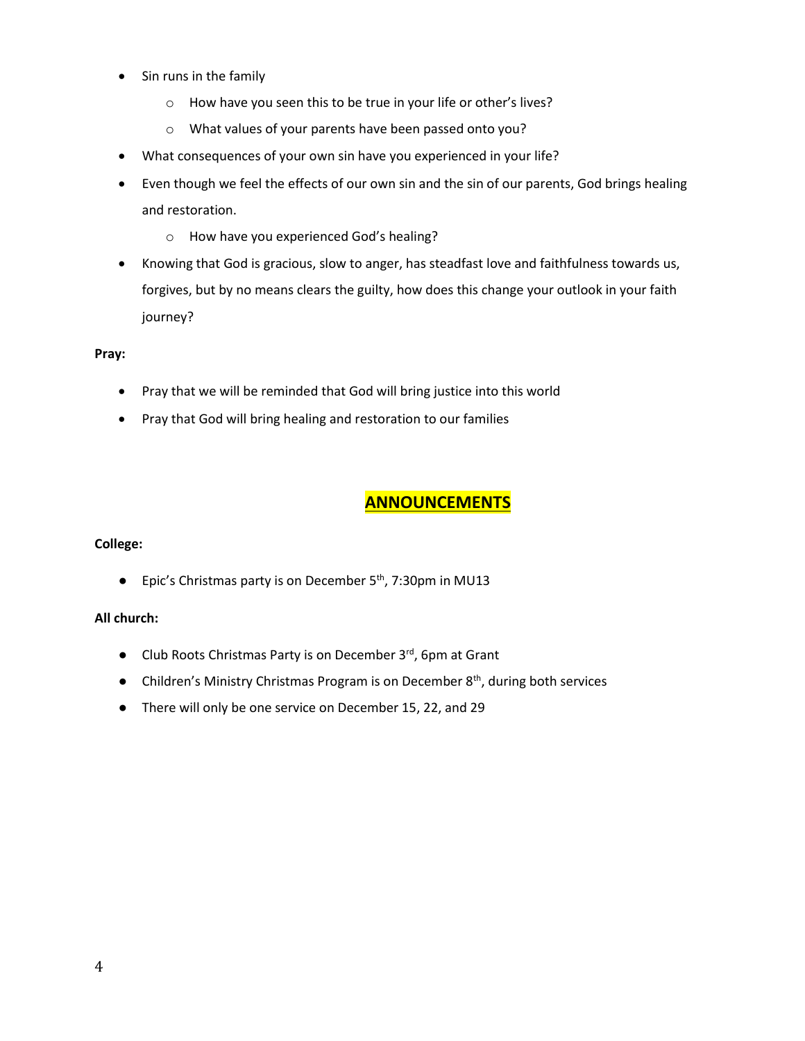- Sin runs in the family
    - How have you seen this to be true in your life or other's lives?
    - What values of your parents have been passed onto you?
- What consequences of your own sin have you experienced in your life?
- Even though we feel the effects of our own sin and the sin of our parents, God brings healing and restoration.
    - How have you experienced God's healing?
- Knowing that God is gracious, slow to anger, has steadfast love and faithfulness towards us, forgives, but by no means clears the guilty, how does this change your outlook in your faith journey?

**Pray:**

- Pray that we will be reminded that God will bring justice into this world
- Pray that God will bring healing and restoration to our families

## ANNOUNCEMENTS

**College:**

- Epic's Christmas party is on December 5th, 7:30pm in MU13

**All church:**

- Club Roots Christmas Party is on December 3rd, 6pm at Grant
- Children's Ministry Christmas Program is on December 8th, during both services
- There will only be one service on December 15, 22, and 29